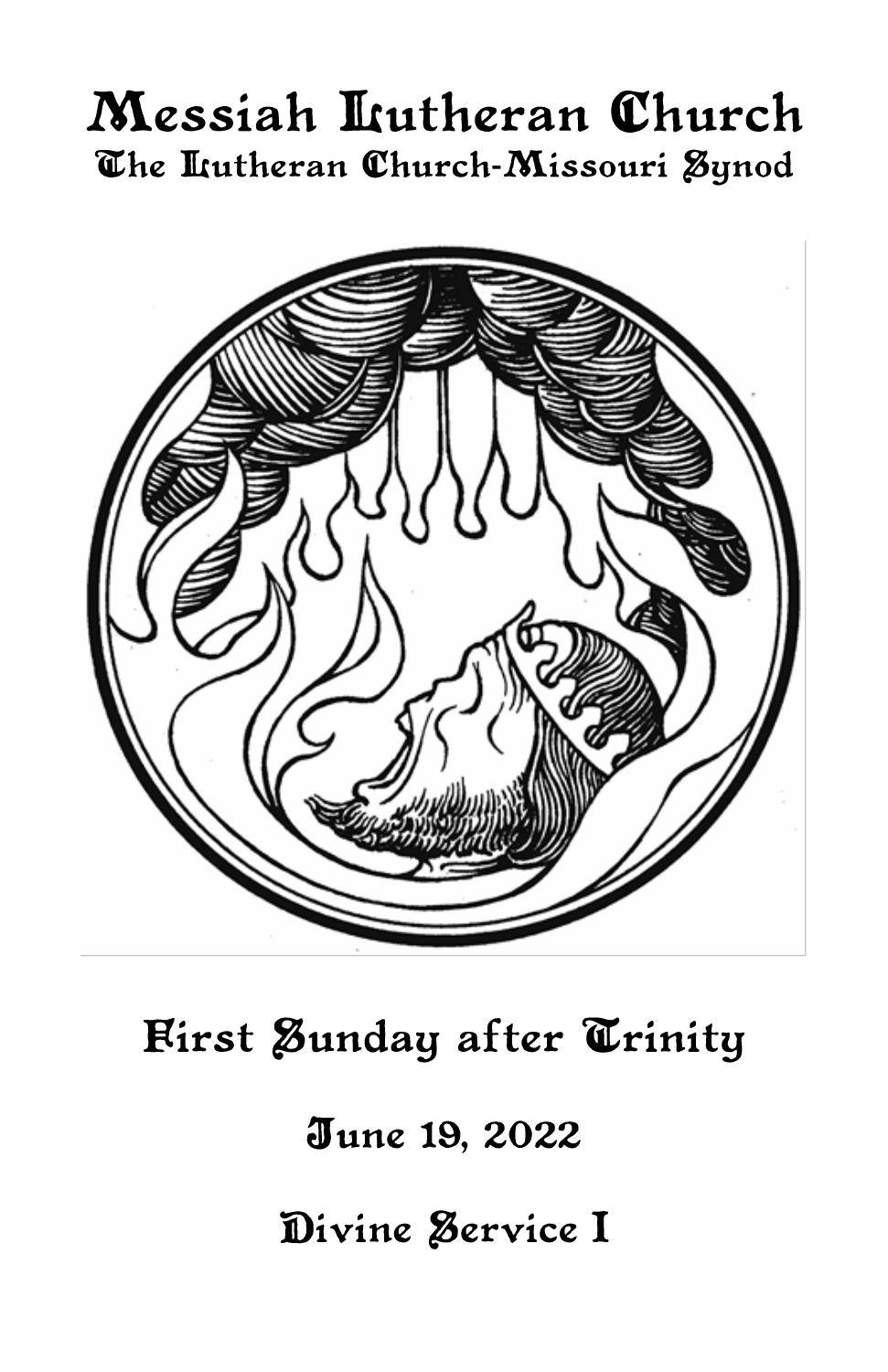# Messiah Lutheran Church

## The Lutheran Church-Missouri Synod

# First Sunday after Trinity

## June 19, 2022

## Divine Service I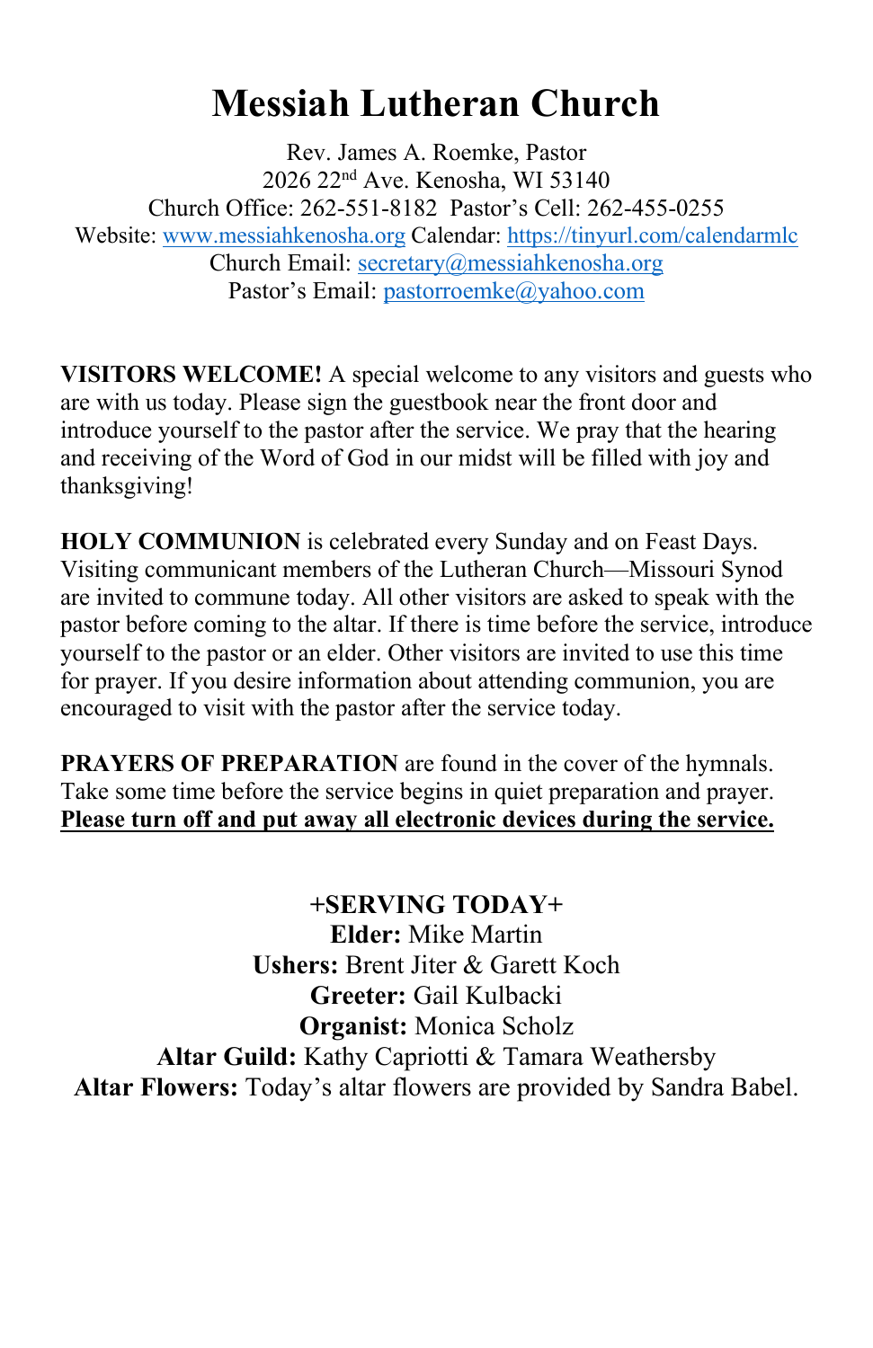# Messiah Lutheran Church

Rev. James A. Roemke, Pastor
2026 22nd Ave. Kenosha, WI 53140
Church Office: 262-551-8182 Pastor's Cell: 262-455-0255
Website: www.messiahkenosha.org Calendar: https://tinyurl.com/calendarmlc
Church Email: secretary@messiahkenosha.org
Pastor's Email: pastorroemke@yahoo.com

**VISITORS WELCOME!** A special welcome to any visitors and guests who are with us today. Please sign the guestbook near the front door and introduce yourself to the pastor after the service. We pray that the hearing and receiving of the Word of God in our midst will be filled with joy and thanksgiving!

**HOLY COMMUNION** is celebrated every Sunday and on Feast Days. Visiting communicant members of the Lutheran Church—Missouri Synod are invited to commune today. All other visitors are asked to speak with the pastor before coming to the altar. If there is time before the service, introduce yourself to the pastor or an elder. Other visitors are invited to use this time for prayer. If you desire information about attending communion, you are encouraged to visit with the pastor after the service today.

**PRAYERS OF PREPARATION** are found in the cover of the hymnals. Take some time before the service begins in quiet preparation and prayer. **Please turn off and put away all electronic devices during the service.**

**+SERVING TODAY+**

**Elder:** Mike Martin
**Ushers:** Brent Jiter & Garett Koch
**Greeter:** Gail Kulbacki
**Organist:** Monica Scholz
**Altar Guild:** Kathy Capriotti & Tamara Weathersby
**Altar Flowers:** Today's altar flowers are provided by Sandra Babel.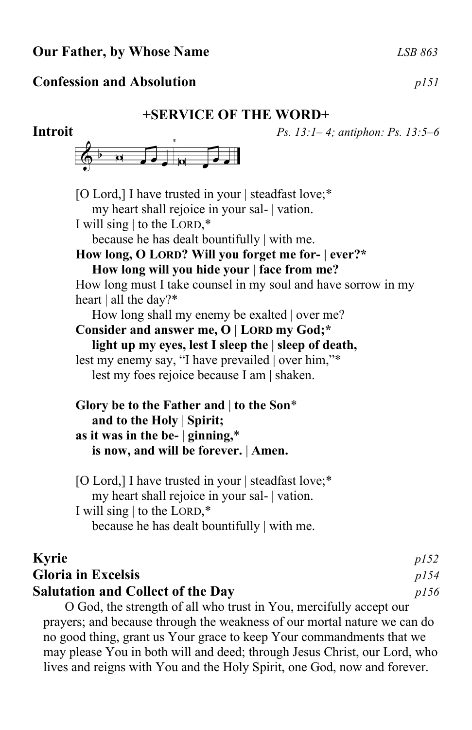**Our Father, by Whose Name** *LSB 863*

**Confession and Absolution** *p151*

## +SERVICE OF THE WORD+

**Introit** *Ps. 13:1– 4; antiphon: Ps. 13:5–6*

[O Lord,] I have trusted in your | steadfast love;*
  my heart shall rejoice in your sal- | vation.
I will sing | to the LORD,*
  because he has dealt bountifully | with me.
**How long, O LORD? Will you forget me for- | ever?***
  **How long will you hide your | face from me?**
How long must I take counsel in my soul and have sorrow in my heart | all the day?*
  How long shall my enemy be exalted | over me?
**Consider and answer me, O | LORD my God;***
  **light up my eyes, lest I sleep the | sleep of death,**
lest my enemy say, "I have prevailed | over him,"*
  lest my foes rejoice because I am | shaken.

**Glory be to the Father and | to the Son***
  **and to the Holy | Spirit;**
**as it was in the be- | ginning,***
  **is now, and will be forever. | Amen.**

[O Lord,] I have trusted in your | steadfast love;*
  my heart shall rejoice in your sal- | vation.
I will sing | to the LORD,*
  because he has dealt bountifully | with me.

**Kyrie** *p152*

**Gloria in Excelsis** *p154*

**Salutation and Collect of the Day** *p156*

O God, the strength of all who trust in You, mercifully accept our prayers; and because through the weakness of our mortal nature we can do no good thing, grant us Your grace to keep Your commandments that we may please You in both will and deed; through Jesus Christ, our Lord, who lives and reigns with You and the Holy Spirit, one God, now and forever.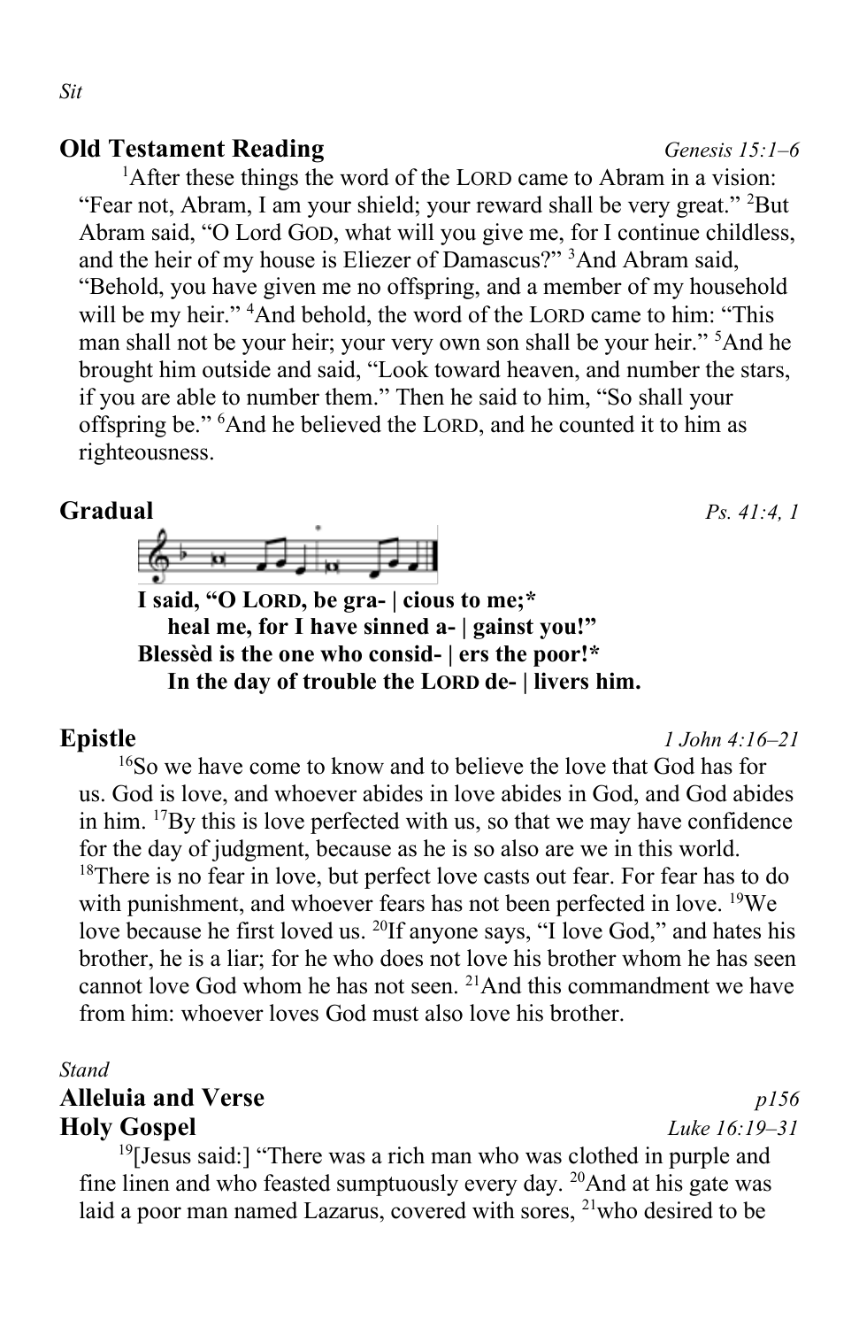*Sit*

## Old Testament Reading *Genesis 15:1–6*

[1]After these things the word of the LORD came to Abram in a vision: "Fear not, Abram, I am your shield; your reward shall be very great." [2]But Abram said, "O Lord GOD, what will you give me, for I continue childless, and the heir of my house is Eliezer of Damascus?" [3]And Abram said, "Behold, you have given me no offspring, and a member of my household will be my heir." [4]And behold, the word of the LORD came to him: "This man shall not be your heir; your very own son shall be your heir." [5]And he brought him outside and said, "Look toward heaven, and number the stars, if you are able to number them." Then he said to him, "So shall your offspring be." [6]And he believed the LORD, and he counted it to him as righteousness.

## Gradual *Ps. 41:4, 1*

**I said, "O LORD, be gra- | cious to me;***
**heal me, for I have sinned a- | gainst you!"**
**Blessèd is the one who consid- | ers the poor!***
**In the day of trouble the LORD de- | livers him.**

## Epistle *1 John 4:16–21*

[16]So we have come to know and to believe the love that God has for us. God is love, and whoever abides in love abides in God, and God abides in him. [17]By this is love perfected with us, so that we may have confidence for the day of judgment, because as he is so also are we in this world. [18]There is no fear in love, but perfect love casts out fear. For fear has to do with punishment, and whoever fears has not been perfected in love. [19]We love because he first loved us. [20]If anyone says, "I love God," and hates his brother, he is a liar; for he who does not love his brother whom he has seen cannot love God whom he has not seen. [21]And this commandment we have from him: whoever loves God must also love his brother.

*Stand*

## Alleluia and Verse *p156*

## Holy Gospel *Luke 16:19–31*

[19][Jesus said:] "There was a rich man who was clothed in purple and fine linen and who feasted sumptuously every day. [20]And at his gate was laid a poor man named Lazarus, covered with sores, [21]who desired to be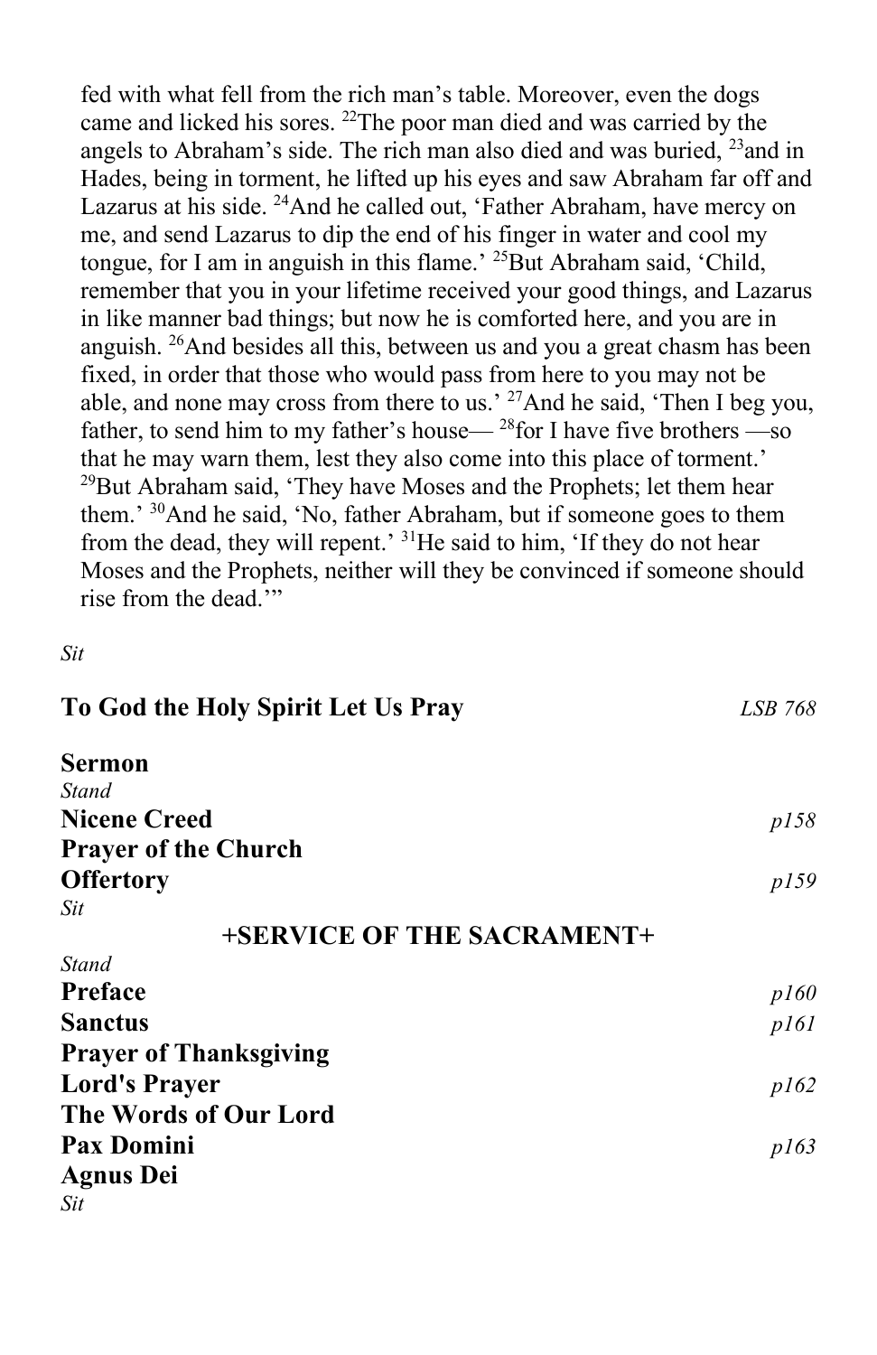fed with what fell from the rich man's table. Moreover, even the dogs came and licked his sores. [22]The poor man died and was carried by the angels to Abraham's side. The rich man also died and was buried, [23]and in Hades, being in torment, he lifted up his eyes and saw Abraham far off and Lazarus at his side. [24]And he called out, 'Father Abraham, have mercy on me, and send Lazarus to dip the end of his finger in water and cool my tongue, for I am in anguish in this flame.' [25]But Abraham said, 'Child, remember that you in your lifetime received your good things, and Lazarus in like manner bad things; but now he is comforted here, and you are in anguish. [26]And besides all this, between us and you a great chasm has been fixed, in order that those who would pass from here to you may not be able, and none may cross from there to us.' [27]And he said, 'Then I beg you, father, to send him to my father's house— [28]for I have five brothers —so that he may warn them, lest they also come into this place of torment.' [29]But Abraham said, 'They have Moses and the Prophets; let them hear them.' [30]And he said, 'No, father Abraham, but if someone goes to them from the dead, they will repent.' [31]He said to him, 'If they do not hear Moses and the Prophets, neither will they be convinced if someone should rise from the dead.'"

*Sit*

**To God the Holy Spirit Let Us Pray** *LSB 768*

**Sermon**

*Stand*

**Nicene Creed** *p158*

**Prayer of the Church**

**Offertory** *p159*

*Sit*

**+SERVICE OF THE SACRAMENT+**

*Stand*

**Preface** *p160*

**Sanctus** *p161*

**Prayer of Thanksgiving**

**Lord's Prayer** *p162*

**The Words of Our Lord**

**Pax Domini** *p163*

**Agnus Dei**

*Sit*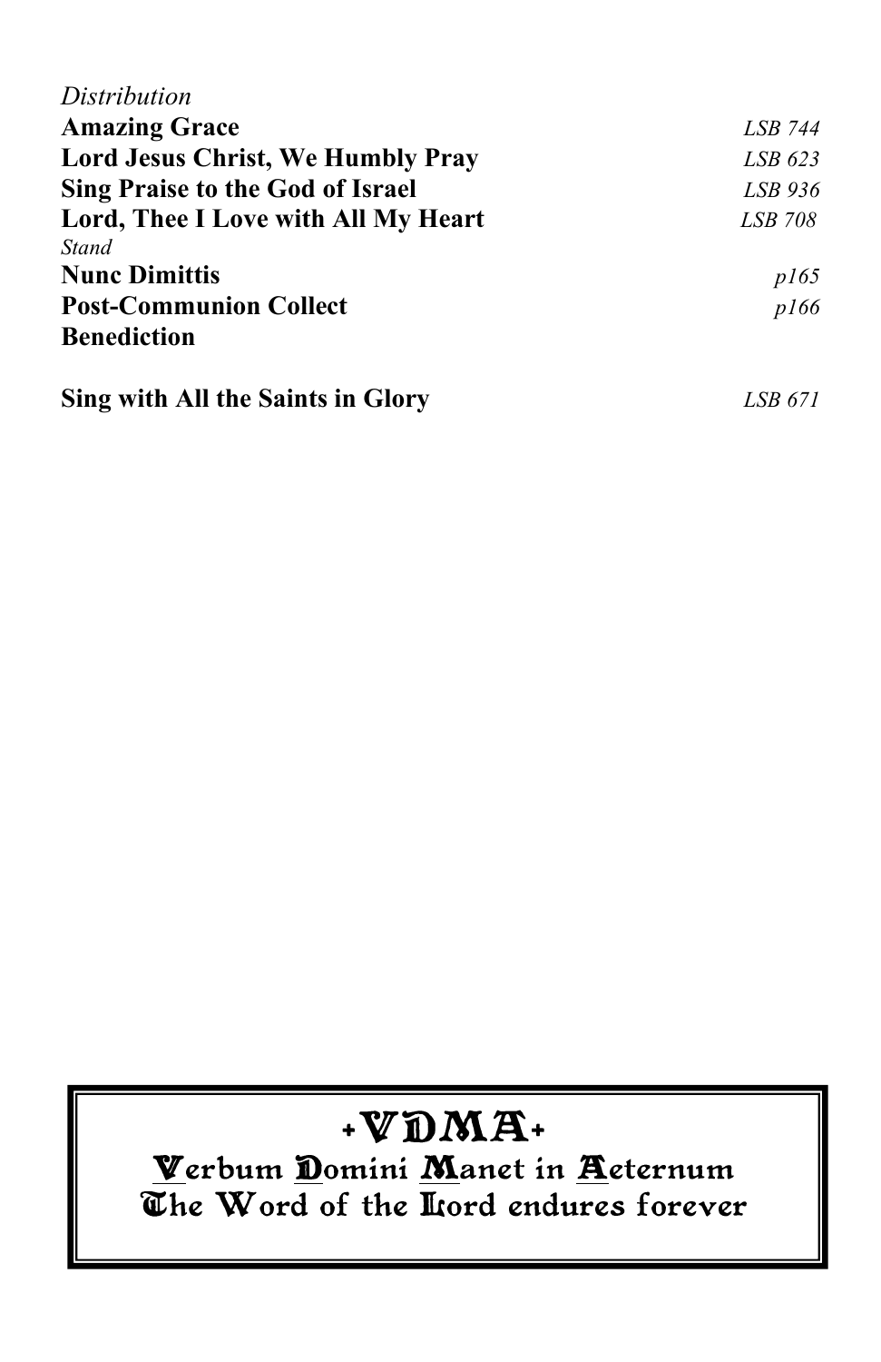*Distribution*

**Amazing Grace** *LSB 744*

**Lord Jesus Christ, We Humbly Pray** *LSB 623*

**Sing Praise to the God of Israel** *LSB 936*

**Lord, Thee I Love with All My Heart** *LSB 708*

*Stand*

**Nunc Dimittis** *p165*

**Post-Communion Collect** *p166*

**Benediction**

**Sing with All the Saints in Glory** *LSB 671*

+VDMA+

Verbum Domini Manet in Aeternum

The Word of the Lord endures forever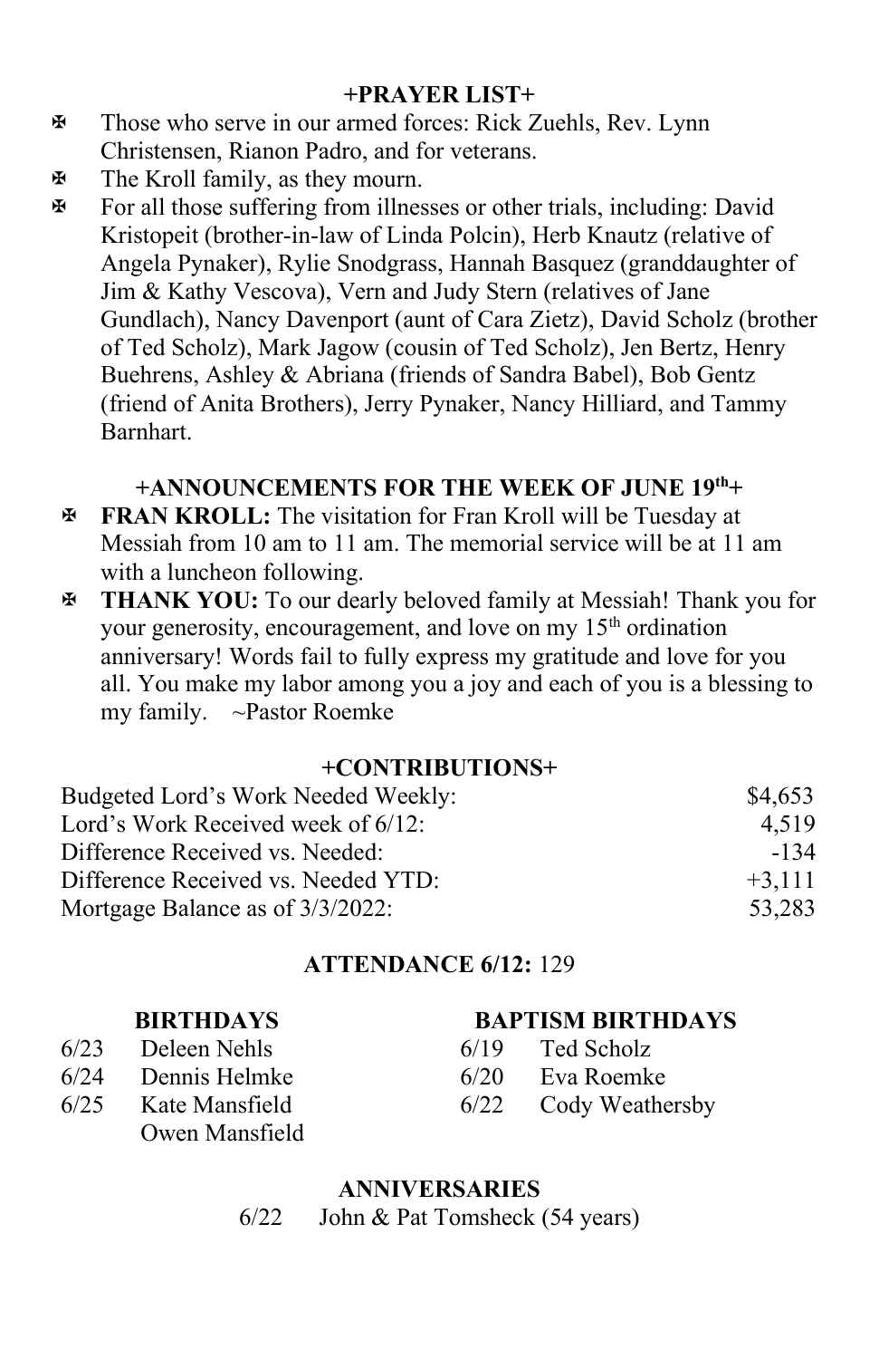## +PRAYER LIST+

- ✠ Those who serve in our armed forces: Rick Zuehls, Rev. Lynn Christensen, Rianon Padro, and for veterans.
- ✠ The Kroll family, as they mourn.
- ✠ For all those suffering from illnesses or other trials, including: David Kristopeit (brother-in-law of Linda Polcin), Herb Knautz (relative of Angela Pynaker), Rylie Snodgrass, Hannah Basquez (granddaughter of Jim & Kathy Vescova), Vern and Judy Stern (relatives of Jane Gundlach), Nancy Davenport (aunt of Cara Zietz), David Scholz (brother of Ted Scholz), Mark Jagow (cousin of Ted Scholz), Jen Bertz, Henry Buehrens, Ashley & Abriana (friends of Sandra Babel), Bob Gentz (friend of Anita Brothers), Jerry Pynaker, Nancy Hilliard, and Tammy Barnhart.

## +ANNOUNCEMENTS FOR THE WEEK OF JUNE 19th+

- ✠ **FRAN KROLL:** The visitation for Fran Kroll will be Tuesday at Messiah from 10 am to 11 am. The memorial service will be at 11 am with a luncheon following.
- ✠ **THANK YOU:** To our dearly beloved family at Messiah! Thank you for your generosity, encouragement, and love on my 15th ordination anniversary! Words fail to fully express my gratitude and love for you all. You make my labor among you a joy and each of you is a blessing to my family. ~Pastor Roemke

## +CONTRIBUTIONS+

| | |
|---|---|
| Budgeted Lord's Work Needed Weekly: | $4,653 |
| Lord's Work Received week of 6/12: | 4,519 |
| Difference Received vs. Needed: | -134 |
| Difference Received vs. Needed YTD: | +3,111 |
| Mortgage Balance as of 3/3/2022: | 53,283 |

**ATTENDANCE 6/12:** 129

### BIRTHDAYS

| | |
|---|---|
| 6/23 | Deleen Nehls |
| 6/24 | Dennis Helmke |
| 6/25 | Kate Mansfield |
| | Owen Mansfield |

### BAPTISM BIRTHDAYS

| | |
|---|---|
| 6/19 | Ted Scholz |
| 6/20 | Eva Roemke |
| 6/22 | Cody Weathersby |

### ANNIVERSARIES

6/22 John & Pat Tomsheck (54 years)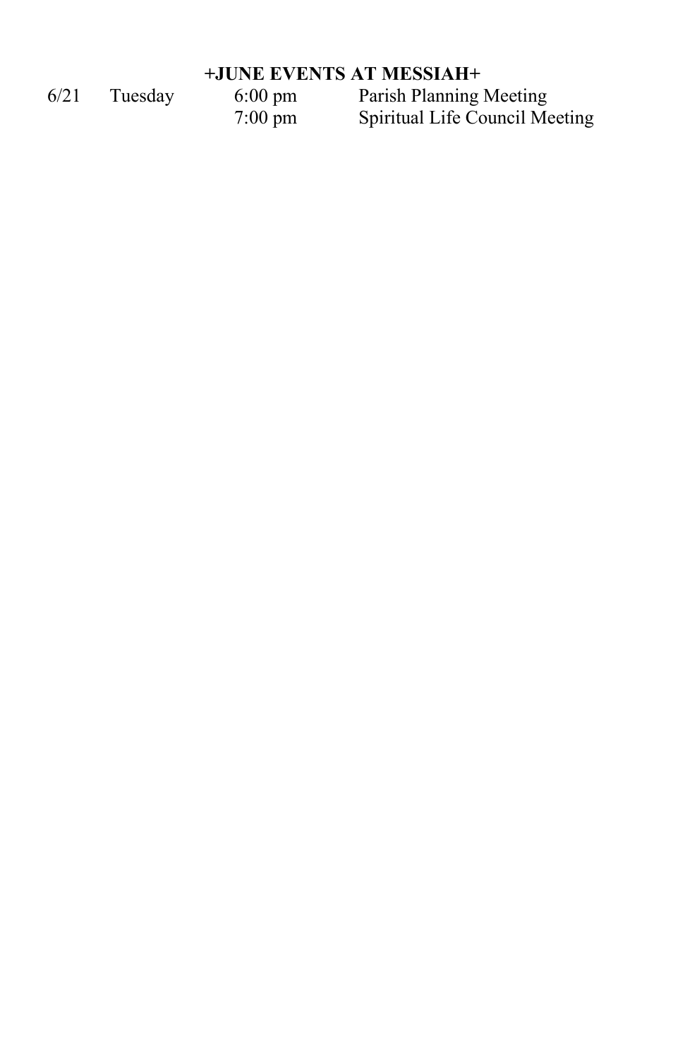## +JUNE EVENTS AT MESSIAH+

| | | | |
|---|---|---|---|
| 6/21 | Tuesday | 6:00 pm | Parish Planning Meeting |
| | | 7:00 pm | Spiritual Life Council Meeting |